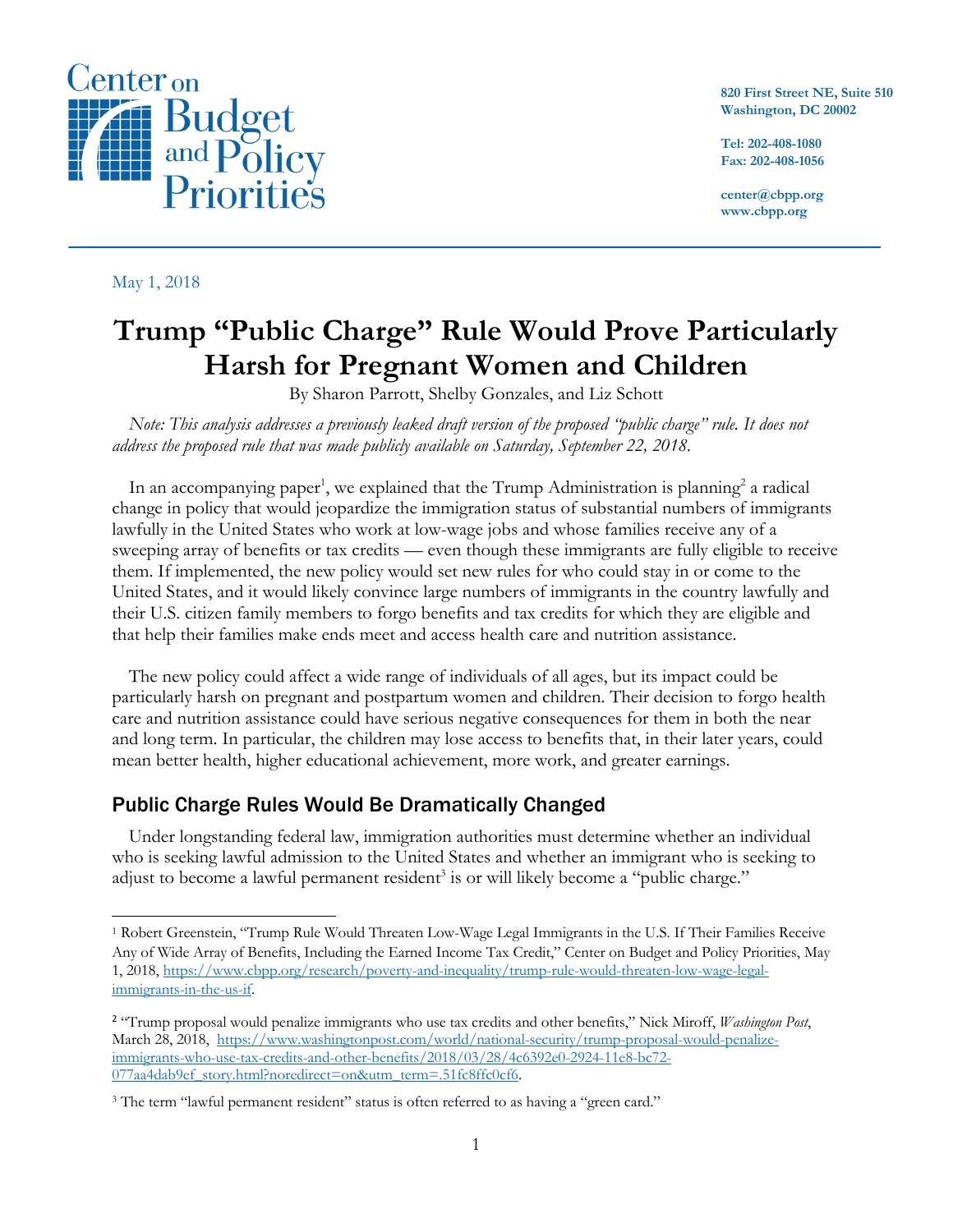Center on Budget and Policy Priorities

820 First Street NE, Suite 510
Washington, DC 20002

Tel: 202-408-1080
Fax: 202-408-1056

center@cbpp.org
www.cbpp.org

May 1, 2018

# Trump "Public Charge" Rule Would Prove Particularly Harsh for Pregnant Women and Children

By Sharon Parrott, Shelby Gonzales, and Liz Schott

*Note: This analysis addresses a previously leaked draft version of the proposed "public charge" rule. It does not address the proposed rule that was made publicly available on Saturday, September 22, 2018.*

In an accompanying paper[1], we explained that the Trump Administration is planning[2] a radical change in policy that would jeopardize the immigration status of substantial numbers of immigrants lawfully in the United States who work at low-wage jobs and whose families receive any of a sweeping array of benefits or tax credits — even though these immigrants are fully eligible to receive them. If implemented, the new policy would set new rules for who could stay in or come to the United States, and it would likely convince large numbers of immigrants in the country lawfully and their U.S. citizen family members to forgo benefits and tax credits for which they are eligible and that help their families make ends meet and access health care and nutrition assistance.

The new policy could affect a wide range of individuals of all ages, but its impact could be particularly harsh on pregnant and postpartum women and children. Their decision to forgo health care and nutrition assistance could have serious negative consequences for them in both the near and long term. In particular, the children may lose access to benefits that, in their later years, could mean better health, higher educational achievement, more work, and greater earnings.

## Public Charge Rules Would Be Dramatically Changed

Under longstanding federal law, immigration authorities must determine whether an individual who is seeking lawful admission to the United States and whether an immigrant who is seeking to adjust to become a lawful permanent resident[3] is or will likely become a "public charge."

---

[1] Robert Greenstein, "Trump Rule Would Threaten Low-Wage Legal Immigrants in the U.S. If Their Families Receive Any of Wide Array of Benefits, Including the Earned Income Tax Credit," Center on Budget and Policy Priorities, May 1, 2018, https://www.cbpp.org/research/poverty-and-inequality/trump-rule-would-threaten-low-wage-legal-immigrants-in-the-us-if.

[2] "Trump proposal would penalize immigrants who use tax credits and other benefits," Nick Miroff, *Washington Post*, March 28, 2018, https://www.washingtonpost.com/world/national-security/trump-proposal-would-penalize-immigrants-who-use-tax-credits-and-other-benefits/2018/03/28/4c6392e0-2924-11e8-bc72-077aa4dab9ef_story.html?noredirect=on&utm_term=.51fc8ffc0cf6.

[3] The term "lawful permanent resident" status is often referred to as having a "green card."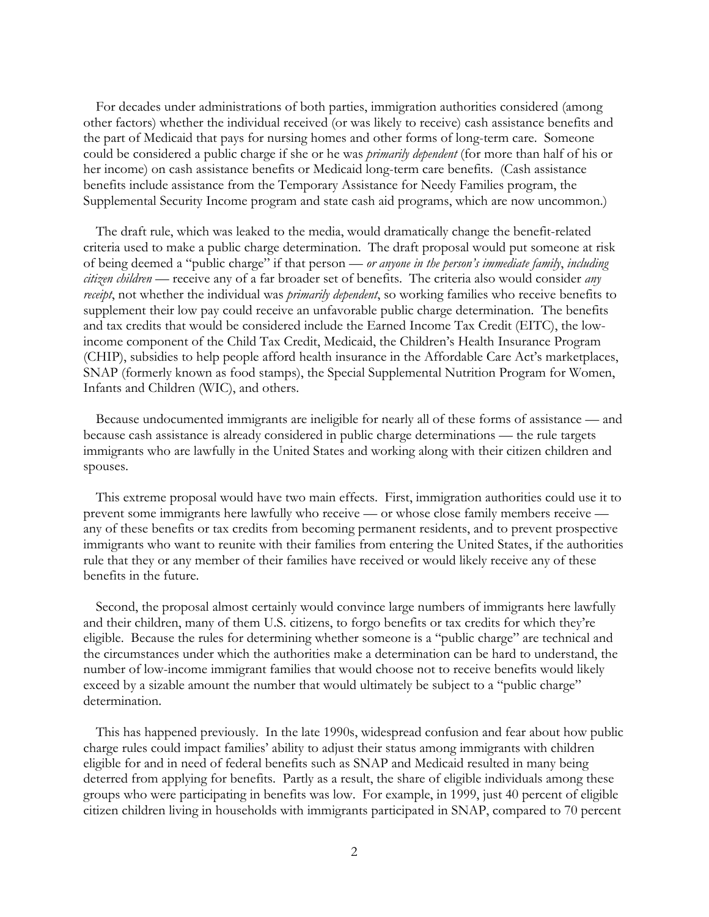For decades under administrations of both parties, immigration authorities considered (among other factors) whether the individual received (or was likely to receive) cash assistance benefits and the part of Medicaid that pays for nursing homes and other forms of long-term care. Someone could be considered a public charge if she or he was *primarily dependent* (for more than half of his or her income) on cash assistance benefits or Medicaid long-term care benefits. (Cash assistance benefits include assistance from the Temporary Assistance for Needy Families program, the Supplemental Security Income program and state cash aid programs, which are now uncommon.)

The draft rule, which was leaked to the media, would dramatically change the benefit-related criteria used to make a public charge determination. The draft proposal would put someone at risk of being deemed a "public charge" if that person — *or anyone in the person's immediate family*, *including citizen children* — receive any of a far broader set of benefits. The criteria also would consider *any receipt*, not whether the individual was *primarily dependent*, so working families who receive benefits to supplement their low pay could receive an unfavorable public charge determination. The benefits and tax credits that would be considered include the Earned Income Tax Credit (EITC), the low-income component of the Child Tax Credit, Medicaid, the Children's Health Insurance Program (CHIP), subsidies to help people afford health insurance in the Affordable Care Act's marketplaces, SNAP (formerly known as food stamps), the Special Supplemental Nutrition Program for Women, Infants and Children (WIC), and others.

Because undocumented immigrants are ineligible for nearly all of these forms of assistance — and because cash assistance is already considered in public charge determinations — the rule targets immigrants who are lawfully in the United States and working along with their citizen children and spouses.

This extreme proposal would have two main effects. First, immigration authorities could use it to prevent some immigrants here lawfully who receive — or whose close family members receive — any of these benefits or tax credits from becoming permanent residents, and to prevent prospective immigrants who want to reunite with their families from entering the United States, if the authorities rule that they or any member of their families have received or would likely receive any of these benefits in the future.

Second, the proposal almost certainly would convince large numbers of immigrants here lawfully and their children, many of them U.S. citizens, to forgo benefits or tax credits for which they're eligible. Because the rules for determining whether someone is a "public charge" are technical and the circumstances under which the authorities make a determination can be hard to understand, the number of low-income immigrant families that would choose not to receive benefits would likely exceed by a sizable amount the number that would ultimately be subject to a "public charge" determination.

This has happened previously. In the late 1990s, widespread confusion and fear about how public charge rules could impact families' ability to adjust their status among immigrants with children eligible for and in need of federal benefits such as SNAP and Medicaid resulted in many being deterred from applying for benefits. Partly as a result, the share of eligible individuals among these groups who were participating in benefits was low. For example, in 1999, just 40 percent of eligible citizen children living in households with immigrants participated in SNAP, compared to 70 percent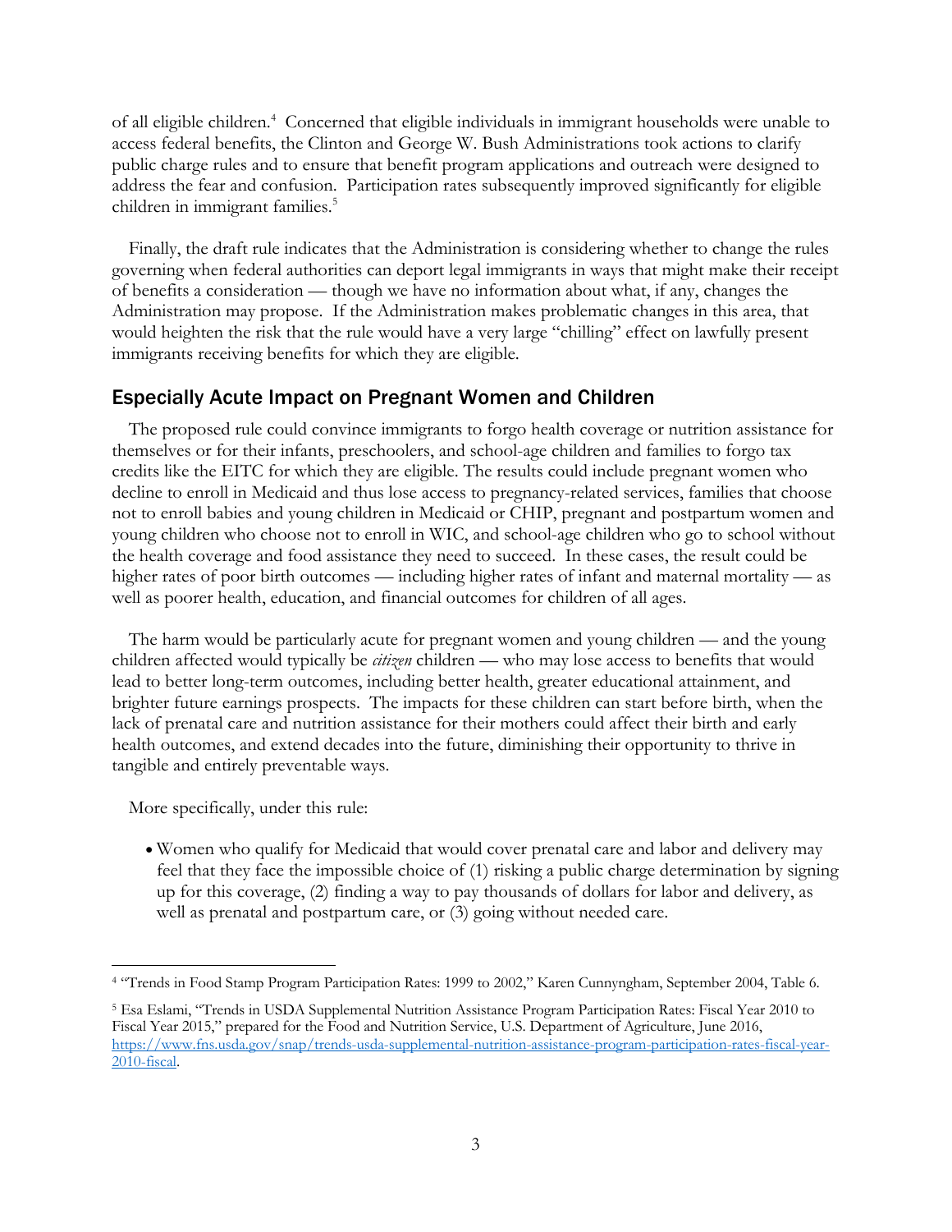of all eligible children.[4] Concerned that eligible individuals in immigrant households were unable to access federal benefits, the Clinton and George W. Bush Administrations took actions to clarify public charge rules and to ensure that benefit program applications and outreach were designed to address the fear and confusion. Participation rates subsequently improved significantly for eligible children in immigrant families.[5]

Finally, the draft rule indicates that the Administration is considering whether to change the rules governing when federal authorities can deport legal immigrants in ways that might make their receipt of benefits a consideration — though we have no information about what, if any, changes the Administration may propose. If the Administration makes problematic changes in this area, that would heighten the risk that the rule would have a very large "chilling" effect on lawfully present immigrants receiving benefits for which they are eligible.

## Especially Acute Impact on Pregnant Women and Children

The proposed rule could convince immigrants to forgo health coverage or nutrition assistance for themselves or for their infants, preschoolers, and school-age children and families to forgo tax credits like the EITC for which they are eligible. The results could include pregnant women who decline to enroll in Medicaid and thus lose access to pregnancy-related services, families that choose not to enroll babies and young children in Medicaid or CHIP, pregnant and postpartum women and young children who choose not to enroll in WIC, and school-age children who go to school without the health coverage and food assistance they need to succeed. In these cases, the result could be higher rates of poor birth outcomes — including higher rates of infant and maternal mortality — as well as poorer health, education, and financial outcomes for children of all ages.

The harm would be particularly acute for pregnant women and young children — and the young children affected would typically be *citizen* children — who may lose access to benefits that would lead to better long-term outcomes, including better health, greater educational attainment, and brighter future earnings prospects. The impacts for these children can start before birth, when the lack of prenatal care and nutrition assistance for their mothers could affect their birth and early health outcomes, and extend decades into the future, diminishing their opportunity to thrive in tangible and entirely preventable ways.

More specifically, under this rule:

- Women who qualify for Medicaid that would cover prenatal care and labor and delivery may feel that they face the impossible choice of (1) risking a public charge determination by signing up for this coverage, (2) finding a way to pay thousands of dollars for labor and delivery, as well as prenatal and postpartum care, or (3) going without needed care.

---

[4] "Trends in Food Stamp Program Participation Rates: 1999 to 2002," Karen Cunnyngham, September 2004, Table 6.

[5] Esa Eslami, "Trends in USDA Supplemental Nutrition Assistance Program Participation Rates: Fiscal Year 2010 to Fiscal Year 2015," prepared for the Food and Nutrition Service, U.S. Department of Agriculture, June 2016, https://www.fns.usda.gov/snap/trends-usda-supplemental-nutrition-assistance-program-participation-rates-fiscal-year-2010-fiscal.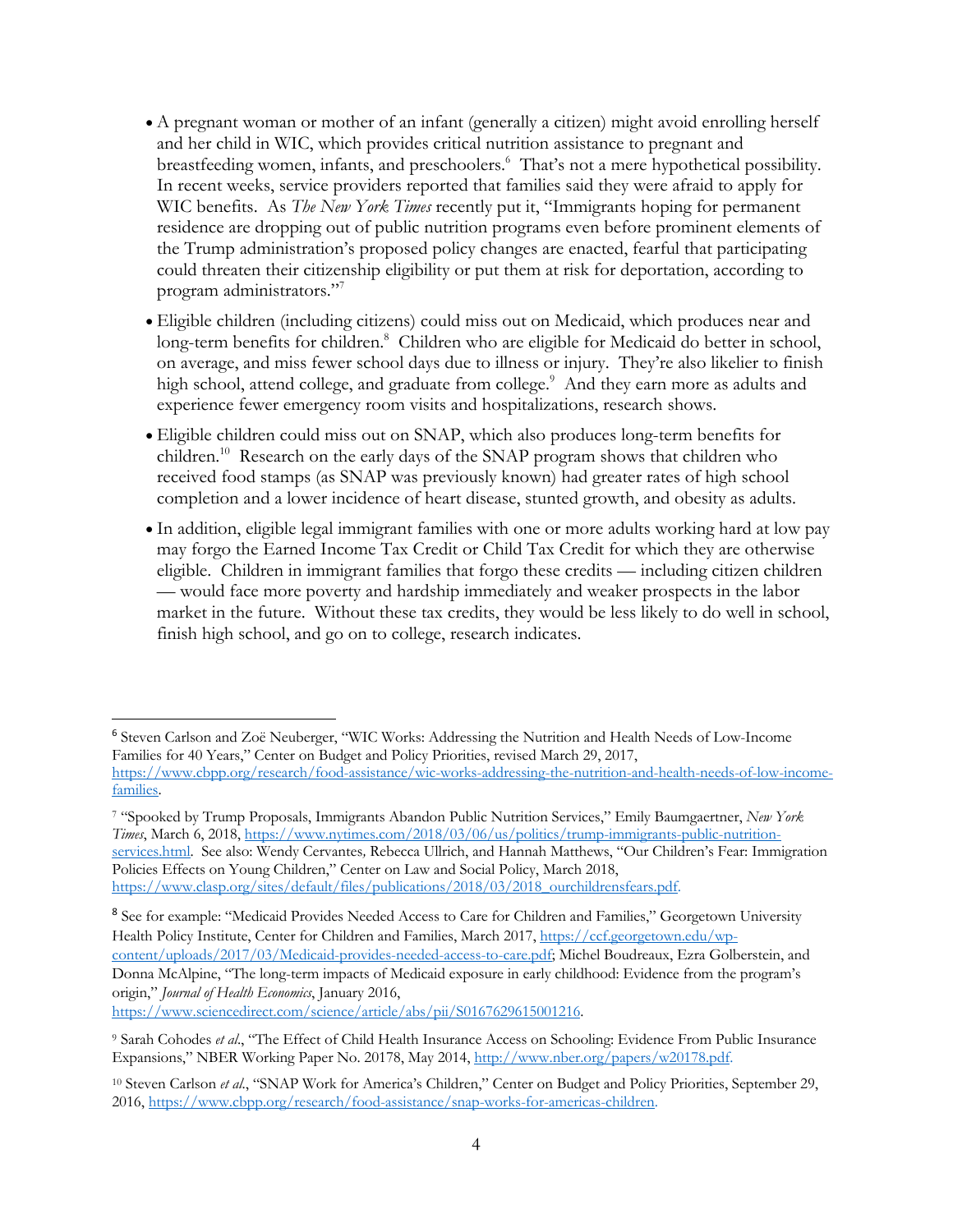- A pregnant woman or mother of an infant (generally a citizen) might avoid enrolling herself and her child in WIC, which provides critical nutrition assistance to pregnant and breastfeeding women, infants, and preschoolers.[6] That's not a mere hypothetical possibility. In recent weeks, service providers reported that families said they were afraid to apply for WIC benefits. As *The New York Times* recently put it, "Immigrants hoping for permanent residence are dropping out of public nutrition programs even before prominent elements of the Trump administration's proposed policy changes are enacted, fearful that participating could threaten their citizenship eligibility or put them at risk for deportation, according to program administrators."[7]
- Eligible children (including citizens) could miss out on Medicaid, which produces near and long-term benefits for children.[8] Children who are eligible for Medicaid do better in school, on average, and miss fewer school days due to illness or injury. They're also likelier to finish high school, attend college, and graduate from college.[9] And they earn more as adults and experience fewer emergency room visits and hospitalizations, research shows.
- Eligible children could miss out on SNAP, which also produces long-term benefits for children.[10] Research on the early days of the SNAP program shows that children who received food stamps (as SNAP was previously known) had greater rates of high school completion and a lower incidence of heart disease, stunted growth, and obesity as adults.
- In addition, eligible legal immigrant families with one or more adults working hard at low pay may forgo the Earned Income Tax Credit or Child Tax Credit for which they are otherwise eligible. Children in immigrant families that forgo these credits — including citizen children — would face more poverty and hardship immediately and weaker prospects in the labor market in the future. Without these tax credits, they would be less likely to do well in school, finish high school, and go on to college, research indicates.

---

[6] Steven Carlson and Zoë Neuberger, "WIC Works: Addressing the Nutrition and Health Needs of Low-Income Families for 40 Years," Center on Budget and Policy Priorities, revised March 29, 2017, https://www.cbpp.org/research/food-assistance/wic-works-addressing-the-nutrition-and-health-needs-of-low-income-families.

[7] "Spooked by Trump Proposals, Immigrants Abandon Public Nutrition Services," Emily Baumgaertner, *New York Times*, March 6, 2018, https://www.nytimes.com/2018/03/06/us/politics/trump-immigrants-public-nutrition-services.html. See also: Wendy Cervantes, Rebecca Ullrich, and Hannah Matthews, "Our Children's Fear: Immigration Policies Effects on Young Children," Center on Law and Social Policy, March 2018, https://www.clasp.org/sites/default/files/publications/2018/03/2018_ourchildrensfears.pdf.

[8] See for example: "Medicaid Provides Needed Access to Care for Children and Families," Georgetown University Health Policy Institute, Center for Children and Families, March 2017, https://ccf.georgetown.edu/wp-content/uploads/2017/03/Medicaid-provides-needed-access-to-care.pdf; Michel Boudreaux, Ezra Golberstein, and Donna McAlpine, "The long-term impacts of Medicaid exposure in early childhood: Evidence from the program's origin," *Journal of Health Economics*, January 2016, https://www.sciencedirect.com/science/article/abs/pii/S0167629615001216.

[9] Sarah Cohodes *et al*., "The Effect of Child Health Insurance Access on Schooling: Evidence From Public Insurance Expansions," NBER Working Paper No. 20178, May 2014, http://www.nber.org/papers/w20178.pdf.

[10] Steven Carlson *et al*., "SNAP Work for America's Children," Center on Budget and Policy Priorities, September 29, 2016, https://www.cbpp.org/research/food-assistance/snap-works-for-americas-children.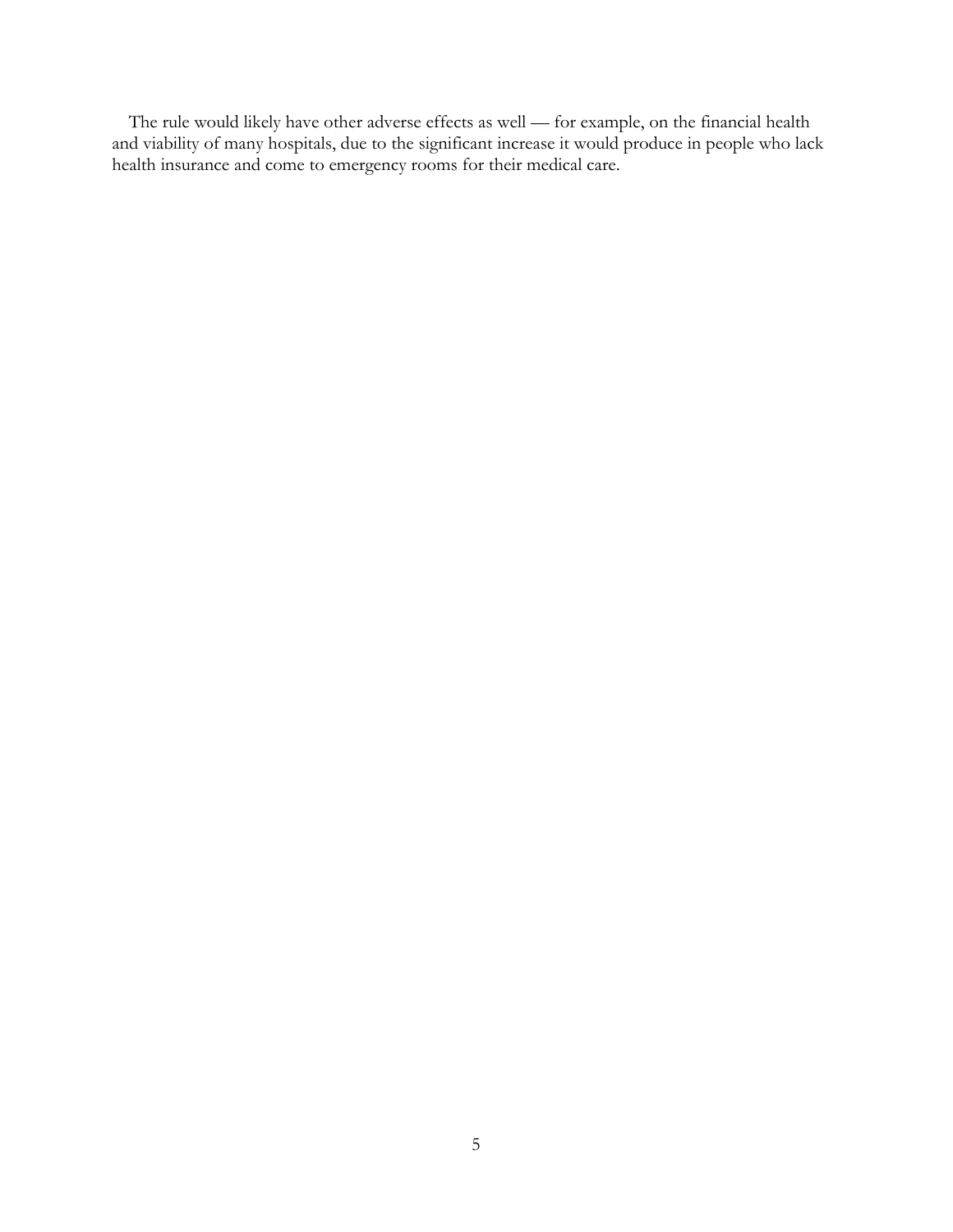The rule would likely have other adverse effects as well — for example, on the financial health and viability of many hospitals, due to the significant increase it would produce in people who lack health insurance and come to emergency rooms for their medical care.